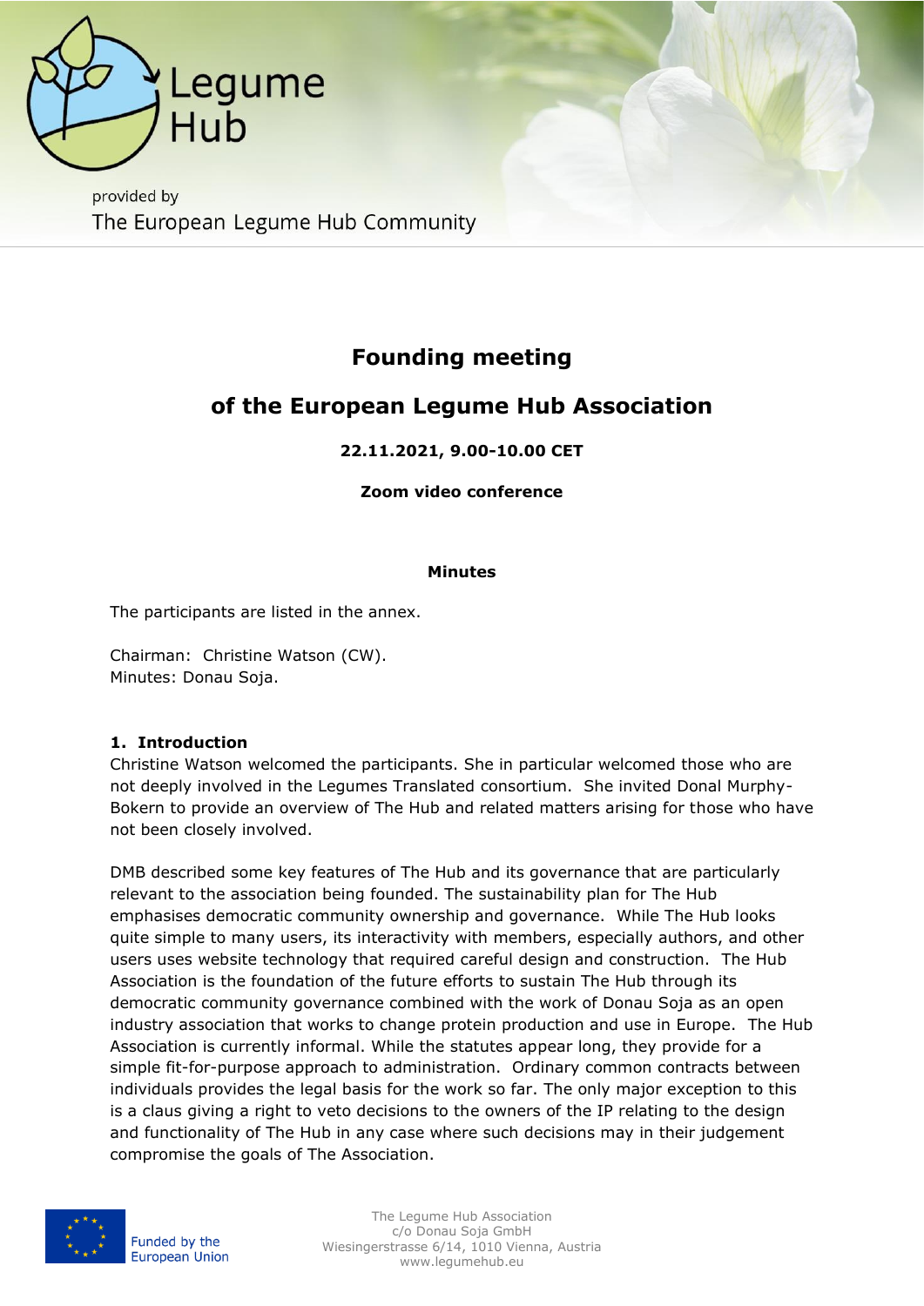# Founding meeting

# of the European Legume Hub Association

**22.11.2021, 9.00-10.00 CET**

**Zoom video conference**

**Minutes**

The participants are listed in the annex.

Chairman: Christine Watson (CW).
Minutes: Donau Soja.

## 1. Introduction

Christine Watson welcomed the participants. She in particular welcomed those who are not deeply involved in the Legumes Translated consortium. She invited Donal Murphy-Bokern to provide an overview of The Hub and related matters arising for those who have not been closely involved.

DMB described some key features of The Hub and its governance that are particularly relevant to the association being founded. The sustainability plan for The Hub emphasises democratic community ownership and governance. While The Hub looks quite simple to many users, its interactivity with members, especially authors, and other users uses website technology that required careful design and construction. The Hub Association is the foundation of the future efforts to sustain The Hub through its democratic community governance combined with the work of Donau Soja as an open industry association that works to change protein production and use in Europe. The Hub Association is currently informal. While the statutes appear long, they provide for a simple fit-for-purpose approach to administration. Ordinary common contracts between individuals provides the legal basis for the work so far. The only major exception to this is a claus giving a right to veto decisions to the owners of the IP relating to the design and functionality of The Hub in any case where such decisions may in their judgement compromise the goals of The Association.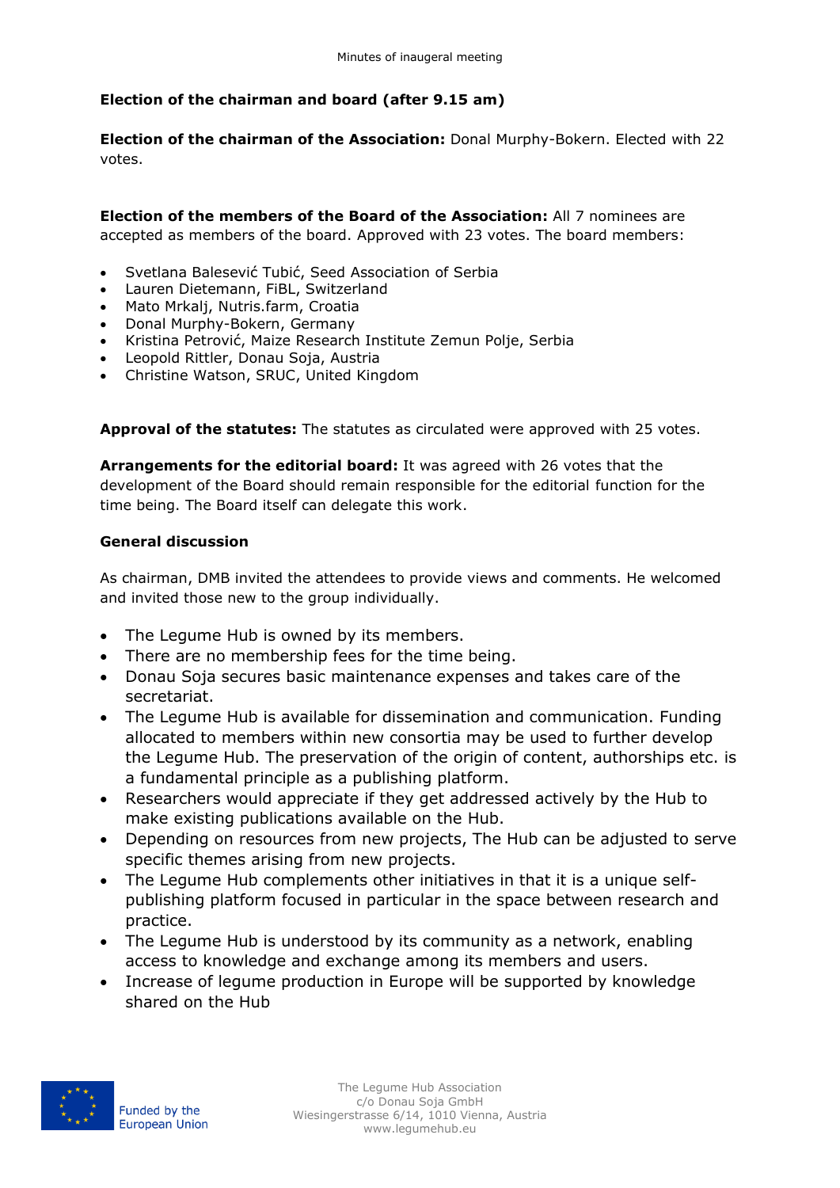**Election of the chairman and board (after 9.15 am)**

**Election of the chairman of the Association:** Donal Murphy-Bokern. Elected with 22 votes.

**Election of the members of the Board of the Association:** All 7 nominees are accepted as members of the board. Approved with 23 votes. The board members:

- Svetlana Balesević Tubić, Seed Association of Serbia
- Lauren Dietemann, FiBL, Switzerland
- Mato Mrkalj, Nutris.farm, Croatia
- Donal Murphy-Bokern, Germany
- Kristina Petrović, Maize Research Institute Zemun Polje, Serbia
- Leopold Rittler, Donau Soja, Austria
- Christine Watson, SRUC, United Kingdom

**Approval of the statutes:** The statutes as circulated were approved with 25 votes.

**Arrangements for the editorial board:** It was agreed with 26 votes that the development of the Board should remain responsible for the editorial function for the time being. The Board itself can delegate this work.

**General discussion**

As chairman, DMB invited the attendees to provide views and comments. He welcomed and invited those new to the group individually.

- The Legume Hub is owned by its members.
- There are no membership fees for the time being.
- Donau Soja secures basic maintenance expenses and takes care of the secretariat.
- The Legume Hub is available for dissemination and communication. Funding allocated to members within new consortia may be used to further develop the Legume Hub. The preservation of the origin of content, authorships etc. is a fundamental principle as a publishing platform.
- Researchers would appreciate if they get addressed actively by the Hub to make existing publications available on the Hub.
- Depending on resources from new projects, The Hub can be adjusted to serve specific themes arising from new projects.
- The Legume Hub complements other initiatives in that it is a unique self-publishing platform focused in particular in the space between research and practice.
- The Legume Hub is understood by its community as a network, enabling access to knowledge and exchange among its members and users.
- Increase of legume production in Europe will be supported by knowledge shared on the Hub